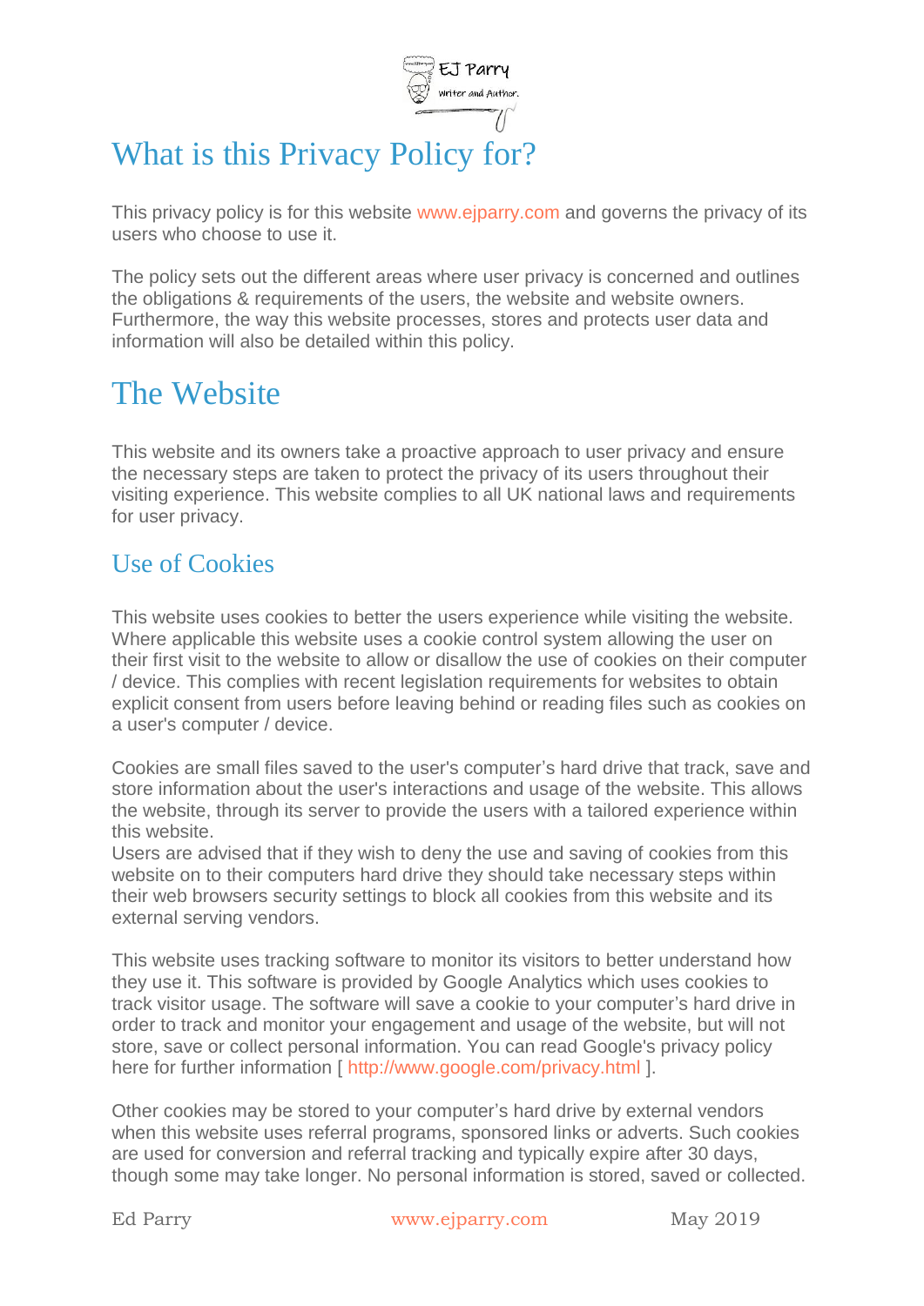# What is this Privacy Policy for?

This privacy policy is for this website www.ejparry.com and governs the privacy of its users who choose to use it.

The policy sets out the different areas where user privacy is concerned and outlines the obligations & requirements of the users, the website and website owners. Furthermore, the way this website processes, stores and protects user data and information will also be detailed within this policy.

# The Website

This website and its owners take a proactive approach to user privacy and ensure the necessary steps are taken to protect the privacy of its users throughout their visiting experience. This website complies to all UK national laws and requirements for user privacy.

## Use of Cookies

This website uses cookies to better the users experience while visiting the website. Where applicable this website uses a cookie control system allowing the user on their first visit to the website to allow or disallow the use of cookies on their computer / device. This complies with recent legislation requirements for websites to obtain explicit consent from users before leaving behind or reading files such as cookies on a user's computer / device.

Cookies are small files saved to the user's computer's hard drive that track, save and store information about the user's interactions and usage of the website. This allows the website, through its server to provide the users with a tailored experience within this website.
Users are advised that if they wish to deny the use and saving of cookies from this website on to their computers hard drive they should take necessary steps within their web browsers security settings to block all cookies from this website and its external serving vendors.

This website uses tracking software to monitor its visitors to better understand how they use it. This software is provided by Google Analytics which uses cookies to track visitor usage. The software will save a cookie to your computer's hard drive in order to track and monitor your engagement and usage of the website, but will not store, save or collect personal information. You can read Google's privacy policy here for further information [ http://www.google.com/privacy.html ].

Other cookies may be stored to your computer's hard drive by external vendors when this website uses referral programs, sponsored links or adverts. Such cookies are used for conversion and referral tracking and typically expire after 30 days, though some may take longer. No personal information is stored, saved or collected.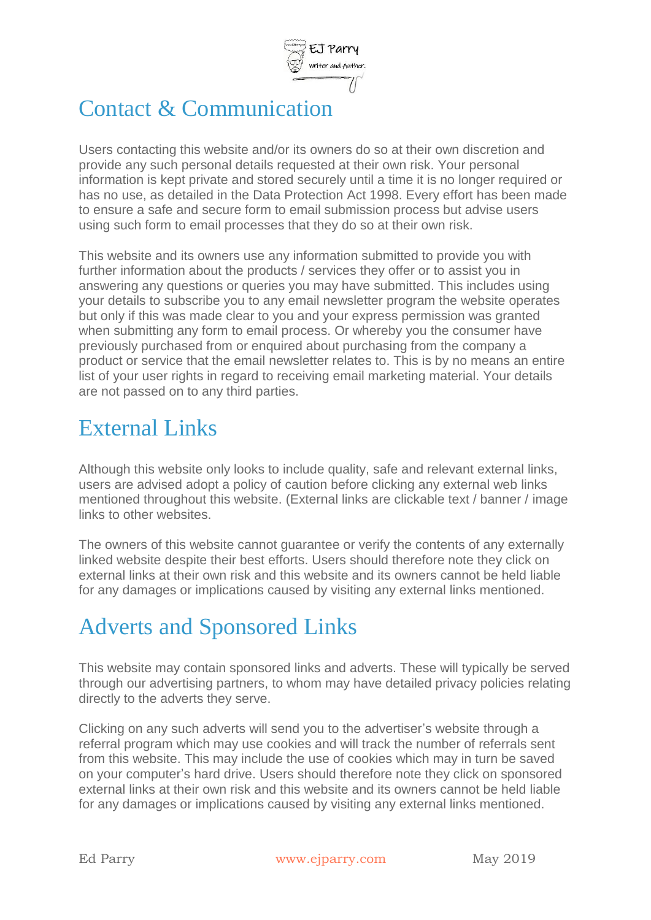## Contact & Communication

Users contacting this website and/or its owners do so at their own discretion and provide any such personal details requested at their own risk. Your personal information is kept private and stored securely until a time it is no longer required or has no use, as detailed in the Data Protection Act 1998. Every effort has been made to ensure a safe and secure form to email submission process but advise users using such form to email processes that they do so at their own risk.

This website and its owners use any information submitted to provide you with further information about the products / services they offer or to assist you in answering any questions or queries you may have submitted. This includes using your details to subscribe you to any email newsletter program the website operates but only if this was made clear to you and your express permission was granted when submitting any form to email process. Or whereby you the consumer have previously purchased from or enquired about purchasing from the company a product or service that the email newsletter relates to. This is by no means an entire list of your user rights in regard to receiving email marketing material. Your details are not passed on to any third parties.

## External Links

Although this website only looks to include quality, safe and relevant external links, users are advised adopt a policy of caution before clicking any external web links mentioned throughout this website. (External links are clickable text / banner / image links to other websites.

The owners of this website cannot guarantee or verify the contents of any externally linked website despite their best efforts. Users should therefore note they click on external links at their own risk and this website and its owners cannot be held liable for any damages or implications caused by visiting any external links mentioned.

## Adverts and Sponsored Links

This website may contain sponsored links and adverts. These will typically be served through our advertising partners, to whom may have detailed privacy policies relating directly to the adverts they serve.

Clicking on any such adverts will send you to the advertiser's website through a referral program which may use cookies and will track the number of referrals sent from this website. This may include the use of cookies which may in turn be saved on your computer's hard drive. Users should therefore note they click on sponsored external links at their own risk and this website and its owners cannot be held liable for any damages or implications caused by visiting any external links mentioned.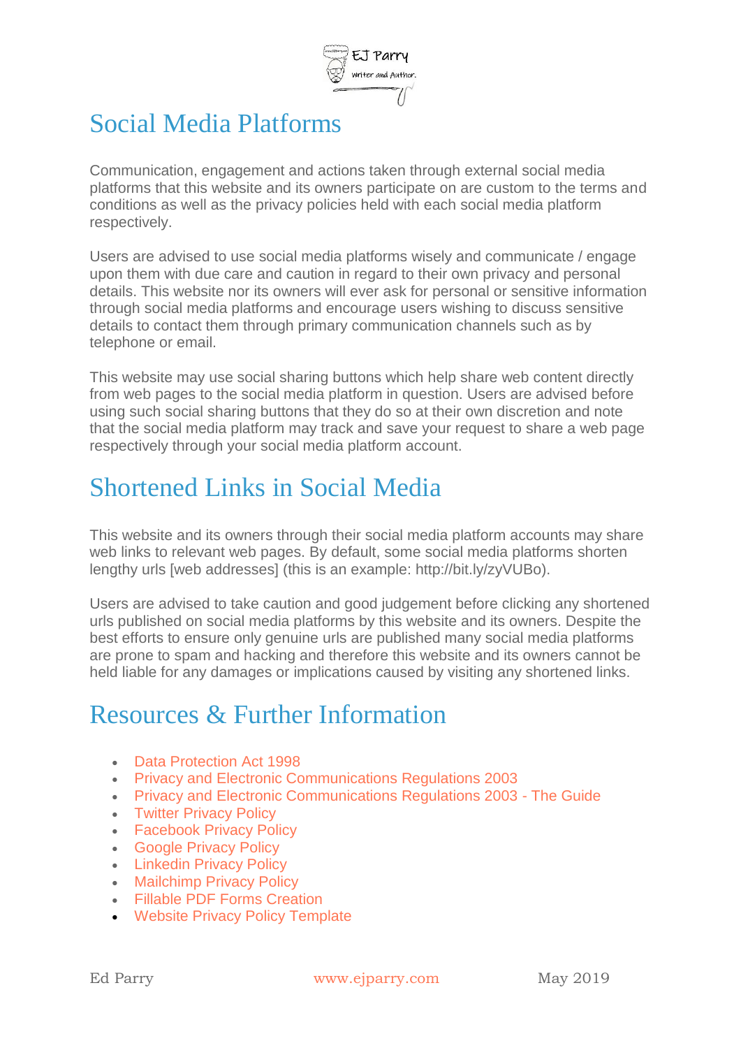## Social Media Platforms

Communication, engagement and actions taken through external social media platforms that this website and its owners participate on are custom to the terms and conditions as well as the privacy policies held with each social media platform respectively.

Users are advised to use social media platforms wisely and communicate / engage upon them with due care and caution in regard to their own privacy and personal details. This website nor its owners will ever ask for personal or sensitive information through social media platforms and encourage users wishing to discuss sensitive details to contact them through primary communication channels such as by telephone or email.

This website may use social sharing buttons which help share web content directly from web pages to the social media platform in question. Users are advised before using such social sharing buttons that they do so at their own discretion and note that the social media platform may track and save your request to share a web page respectively through your social media platform account.

## Shortened Links in Social Media

This website and its owners through their social media platform accounts may share web links to relevant web pages. By default, some social media platforms shorten lengthy urls [web addresses] (this is an example: http://bit.ly/zyVUBo).

Users are advised to take caution and good judgement before clicking any shortened urls published on social media platforms by this website and its owners. Despite the best efforts to ensure only genuine urls are published many social media platforms are prone to spam and hacking and therefore this website and its owners cannot be held liable for any damages or implications caused by visiting any shortened links.

## Resources & Further Information

- Data Protection Act 1998
- Privacy and Electronic Communications Regulations 2003
- Privacy and Electronic Communications Regulations 2003 - The Guide
- Twitter Privacy Policy
- Facebook Privacy Policy
- Google Privacy Policy
- Linkedin Privacy Policy
- Mailchimp Privacy Policy
- Fillable PDF Forms Creation
- Website Privacy Policy Template